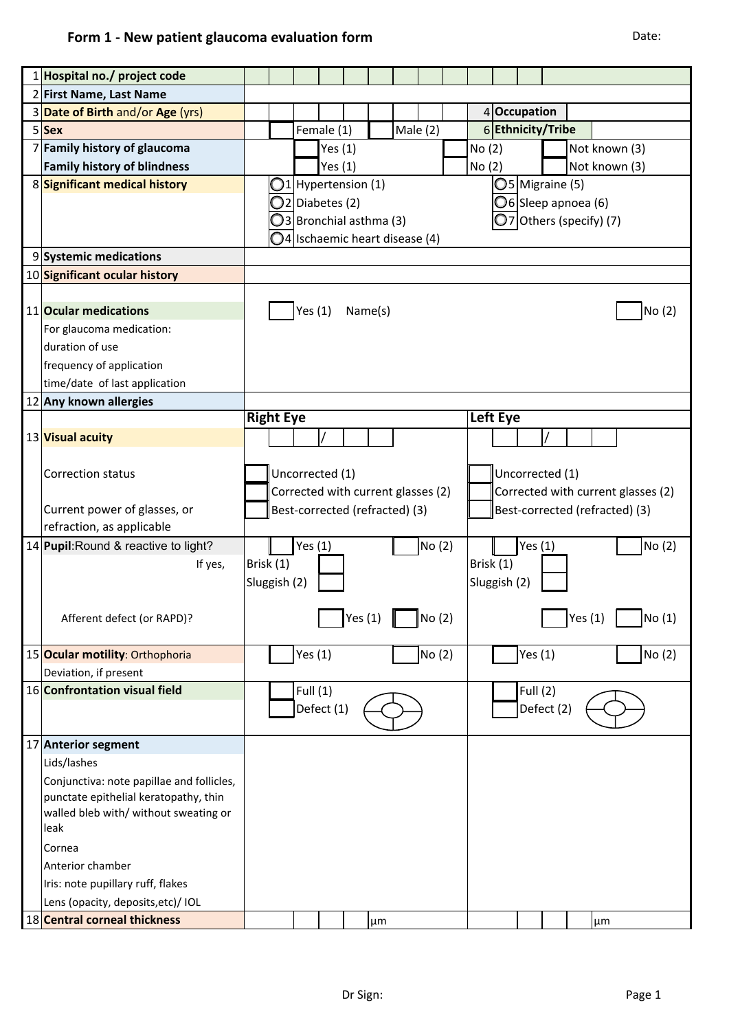## Form 1 - New patient glaucoma evaluation form

Date:

| # | Field | Right Eye | | Left Eye | |
|---|---|---|---|---|---|
| 1 | **Hospital no./ project code** | | | | |
| 2 | **First Name, Last Name** | | | | |
| 3 | **Date of Birth** and/or **Age** (yrs) | | | 4 **Occupation** | |
| 5 | **Sex** | ☐ Female (1) | ☐ Male (2) | 6 **Ethnicity/Tribe** | |
| 7 | **Family history of glaucoma** | ☐ Yes (1) | ☐ No (2) | ☐ Not known (3) | |
| | **Family history of blindness** | ☐ Yes (1) | ☐ No (2) | ☐ Not known (3) | |
| 8 | **Significant medical history** | ○1 Hypertension (1)<br>○2 Diabetes (2)<br>○3 Bronchial asthma (3)<br>○4 Ischaemic heart disease (4) | | ○5 Migraine (5)<br>○6 Sleep apnoea (6)<br>○7 Others (specify) (7) | |
| 9 | **Systemic medications** | | | | |
| 10 | **Significant ocular history** | | | | |
| 11 | **Ocular medications**<br>For glaucoma medication:<br>duration of use<br>frequency of application<br>time/date of last application | ☐ Yes (1) Name(s) | | | ☐ No (2) |
| 12 | **Any known allergies** | | | | |
| | | **Right Eye** | | **Left Eye** | |
| 13 | **Visual acuity** | ☐☐ / ☐☐ | | ☐☐ / ☐☐ | |
| | Correction status<br><br>Current power of glasses, or refraction, as applicable | ☐ Uncorrected (1)<br>☐ Corrected with current glasses (2)<br>☐ Best-corrected (refracted) (3) | | ☐ Uncorrected (1)<br>☐ Corrected with current glasses (2)<br>☐ Best-corrected (refracted) (3) | |
| 14 | **Pupil**:Round & reactive to light? | ☐ Yes (1) | ☐ No (2) | ☐ Yes (1) | ☐ No (2) |
| | If yes, | Brisk (1) ☐<br>Sluggish (2) ☐ | | Brisk (1) ☐<br>Sluggish (2) ☐ | |
| | Afferent defect (or RAPD)? | ☐ Yes (1) | ☐ No (2) | ☐ Yes (1) | ☐ No (1) |
| 15 | **Ocular motility**: Orthophoria<br>Deviation, if present | ☐ Yes (1) | ☐ No (2) | ☐ Yes (1) | ☐ No (2) |
| 16 | **Confrontation visual field** | ☐ Full (1)<br>☐ Defect (1) | | ☐ Full (2)<br>☐ Defect (2) | |
| 17 | **Anterior segment**<br>Lids/lashes<br>Conjunctiva: note papillae and follicles, punctate epithelial keratopathy, thin walled bleb with/ without sweating or leak<br>Cornea<br>Anterior chamber<br>Iris: note pupillary ruff, flakes<br>Lens (opacity, deposits,etc)/ IOL | | | | |
| 18 | **Central corneal thickness** | ☐☐☐☐ μm | | ☐☐☐☐ μm | |

Dr Sign: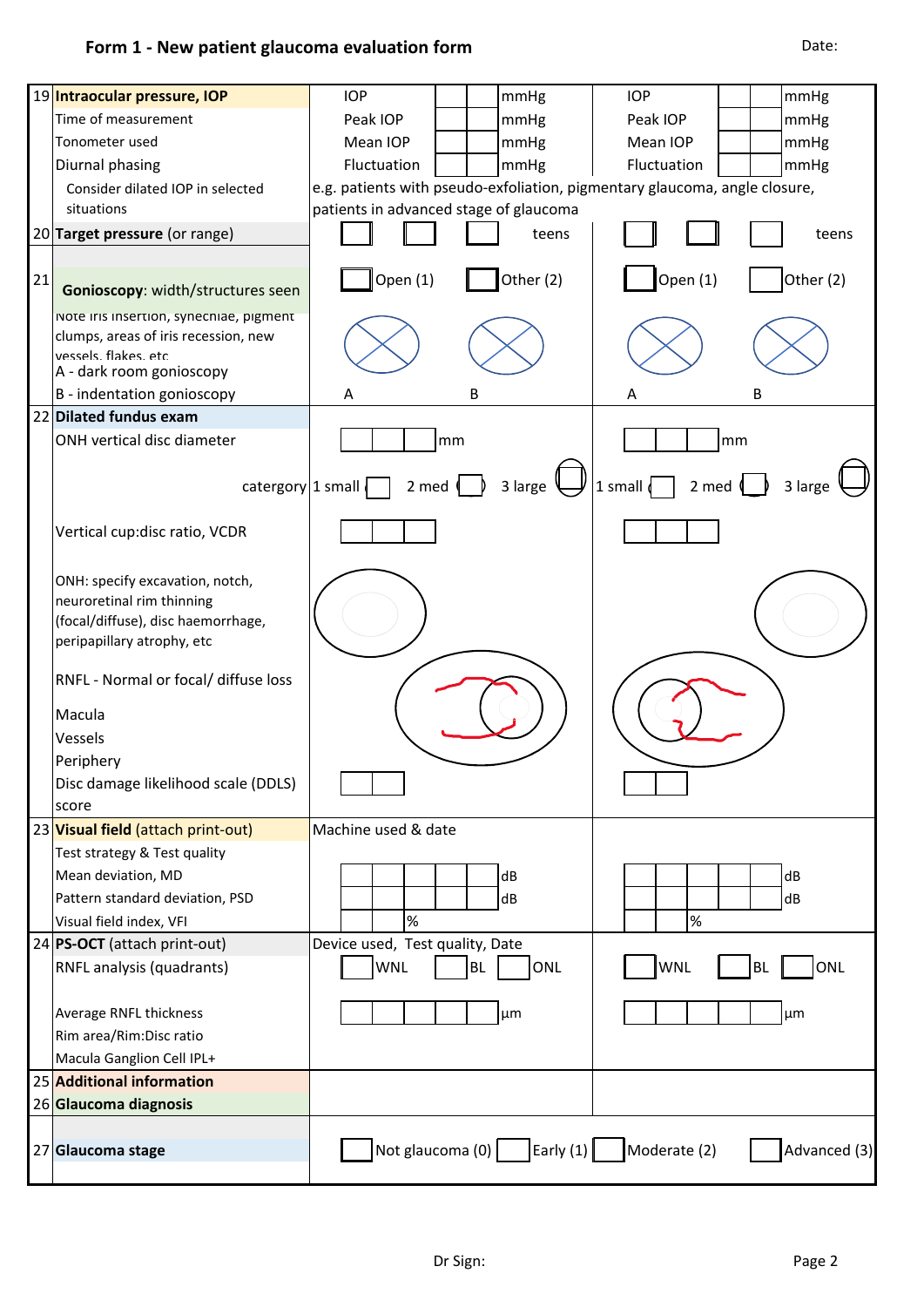# Form 1 - New patient glaucoma evaluation form

Date:

| | | | |
|---|---|---|---|
| 19 | **Intraocular pressure, IOP** | IOP ☐☐ mmHg | IOP ☐☐ mmHg |
| | Time of measurement | Peak IOP ☐☐ mmHg | Peak IOP ☐☐ mmHg |
| | Tonometer used | Mean IOP ☐☐ mmHg | Mean IOP ☐☐ mmHg |
| | Diurnal phasing | Fluctuation ☐☐ mmHg | Fluctuation ☐☐ mmHg |
| | Consider dilated IOP in selected situations | e.g. patients with pseudo-exfoliation, pigmentary glaucoma, angle closure, patients in advanced stage of glaucoma | |
| 20 | **Target pressure** (or range) | ☐ ☐ ☐ teens | ☐ ☐ ☐ teens |
| 21 | **Gonioscopy**: width/structures seen | ☐ Open (1) ☐ Other (2) | ☐ Open (1) ☐ Other (2) |
| | Note iris insertion, synechiae, pigment clumps, areas of iris recession, new vessels, flakes, etc | | |
| | A - dark room gonioscopy | | |
| | B - indentation gonioscopy | A B | A B |
| 22 | **Dilated fundus exam** | | |
| | ONH vertical disc diameter | ☐☐☐ mm | ☐☐☐ mm |
| | catergory | 1 small ☐ 2 med ☐ 3 large ☐ | 1 small ☐ 2 med ☐ 3 large ☐ |
| | Vertical cup:disc ratio, VCDR | ☐☐☐ | ☐☐☐ |
| | ONH: specify excavation, notch, neuroretinal rim thinning (focal/diffuse), disc haemorrhage, peripapillary atrophy, etc | | |
| | RNFL - Normal or focal/ diffuse loss | | |
| | Macula | | |
| | Vessels | | |
| | Periphery | | |
| | Disc damage likelihood scale (DDLS) score | ☐☐ | ☐☐ |
| 23 | **Visual field** (attach print-out) | Machine used & date | |
| | Test strategy & Test quality | | |
| | Mean deviation, MD | ☐☐☐☐☐ dB | ☐☐☐☐☐ dB |
| | Pattern standard deviation, PSD | ☐☐☐☐☐ dB | ☐☐☐☐☐ dB |
| | Visual field index, VFI | ☐☐ % | ☐☐ % |
| 24 | **PS-OCT** (attach print-out) | Device used, Test quality, Date | |
| | RNFL analysis (quadrants) | ☐ WNL ☐ BL ☐ ONL | ☐ WNL ☐ BL ☐ ONL |
| | Average RNFL thickness | ☐☐☐☐☐ µm | ☐☐☐☐☐ µm |
| | Rim area/Rim:Disc ratio | | |
| | Macula Ganglion Cell IPL+ | | |
| 25 | **Additional information** | | |
| 26 | **Glaucoma diagnosis** | | |
| 27 | **Glaucoma stage** | ☐ Not glaucoma (0) ☐ Early (1) ☐ Moderate (2) ☐ Advanced (3) | |

Dr Sign: